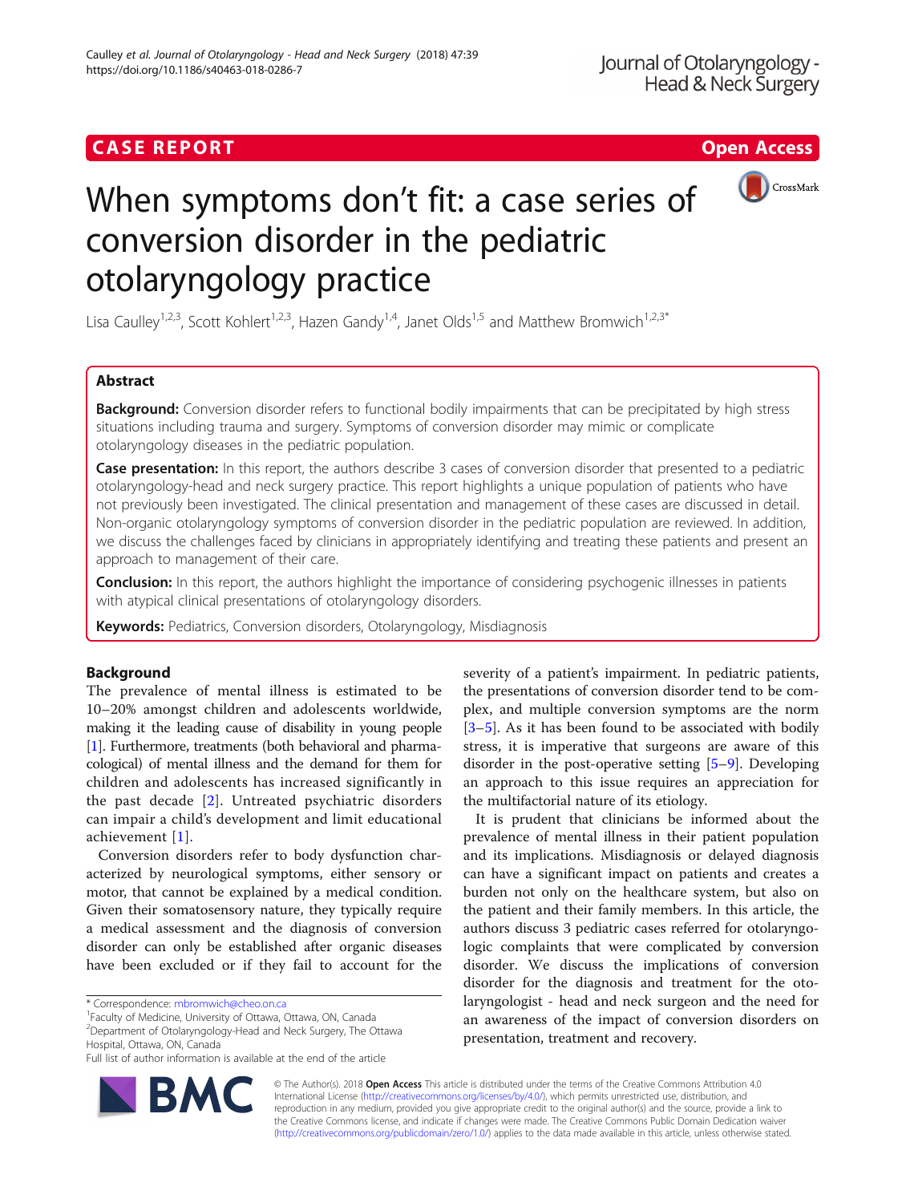CASE REPORT

Open Access

# When symptoms don't fit: a case series of conversion disorder in the pediatric otolaryngology practice

Lisa Caulley[1,2,3], Scott Kohlert[1,2,3], Hazen Gandy[1,4], Janet Olds[1,5] and Matthew Bromwich[1,2,3*]

## Abstract

**Background:** Conversion disorder refers to functional bodily impairments that can be precipitated by high stress situations including trauma and surgery. Symptoms of conversion disorder may mimic or complicate otolaryngology diseases in the pediatric population.

**Case presentation:** In this report, the authors describe 3 cases of conversion disorder that presented to a pediatric otolaryngology-head and neck surgery practice. This report highlights a unique population of patients who have not previously been investigated. The clinical presentation and management of these cases are discussed in detail. Non-organic otolaryngology symptoms of conversion disorder in the pediatric population are reviewed. In addition, we discuss the challenges faced by clinicians in appropriately identifying and treating these patients and present an approach to management of their care.

**Conclusion:** In this report, the authors highlight the importance of considering psychogenic illnesses in patients with atypical clinical presentations of otolaryngology disorders.

**Keywords:** Pediatrics, Conversion disorders, Otolaryngology, Misdiagnosis

## Background

The prevalence of mental illness is estimated to be 10–20% amongst children and adolescents worldwide, making it the leading cause of disability in young people [1]. Furthermore, treatments (both behavioral and pharmacological) of mental illness and the demand for them for children and adolescents has increased significantly in the past decade [2]. Untreated psychiatric disorders can impair a child's development and limit educational achievement [1].

Conversion disorders refer to body dysfunction characterized by neurological symptoms, either sensory or motor, that cannot be explained by a medical condition. Given their somatosensory nature, they typically require a medical assessment and the diagnosis of conversion disorder can only be established after organic diseases have been excluded or if they fail to account for the severity of a patient's impairment. In pediatric patients, the presentations of conversion disorder tend to be complex, and multiple conversion symptoms are the norm [3–5]. As it has been found to be associated with bodily stress, it is imperative that surgeons are aware of this disorder in the post-operative setting [5–9]. Developing an approach to this issue requires an appreciation for the multifactorial nature of its etiology.

It is prudent that clinicians be informed about the prevalence of mental illness in their patient population and its implications. Misdiagnosis or delayed diagnosis can have a significant impact on patients and creates a burden not only on the healthcare system, but also on the patient and their family members. In this article, the authors discuss 3 pediatric cases referred for otolaryngologic complaints that were complicated by conversion disorder. We discuss the implications of conversion disorder for the diagnosis and treatment for the otolaryngologist - head and neck surgeon and the need for an awareness of the impact of conversion disorders on presentation, treatment and recovery.

\* Correspondence: mbromwich@cheo.on.ca
[1]Faculty of Medicine, University of Ottawa, Ottawa, ON, Canada
[2]Department of Otolaryngology-Head and Neck Surgery, The Ottawa Hospital, Ottawa, ON, Canada
Full list of author information is available at the end of the article

© The Author(s). 2018 **Open Access** This article is distributed under the terms of the Creative Commons Attribution 4.0 International License (http://creativecommons.org/licenses/by/4.0/), which permits unrestricted use, distribution, and reproduction in any medium, provided you give appropriate credit to the original author(s) and the source, provide a link to the Creative Commons license, and indicate if changes were made. The Creative Commons Public Domain Dedication waiver (http://creativecommons.org/publicdomain/zero/1.0/) applies to the data made available in this article, unless otherwise stated.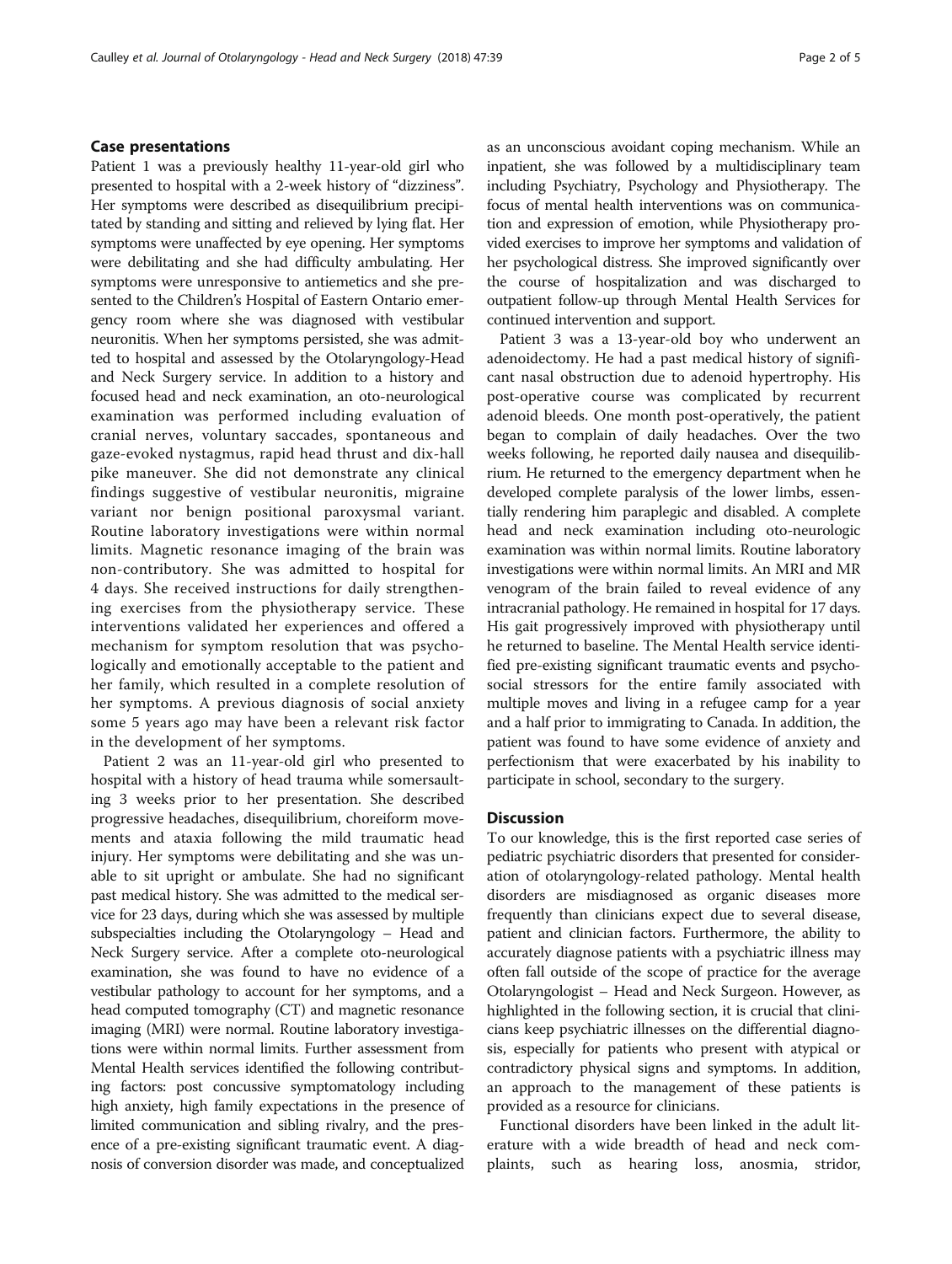## Case presentations

Patient 1 was a previously healthy 11-year-old girl who presented to hospital with a 2-week history of "dizziness". Her symptoms were described as disequilibrium precipitated by standing and sitting and relieved by lying flat. Her symptoms were unaffected by eye opening. Her symptoms were debilitating and she had difficulty ambulating. Her symptoms were unresponsive to antiemetics and she presented to the Children's Hospital of Eastern Ontario emergency room where she was diagnosed with vestibular neuronitis. When her symptoms persisted, she was admitted to hospital and assessed by the Otolaryngology-Head and Neck Surgery service. In addition to a history and focused head and neck examination, an oto-neurological examination was performed including evaluation of cranial nerves, voluntary saccades, spontaneous and gaze-evoked nystagmus, rapid head thrust and dix-hall pike maneuver. She did not demonstrate any clinical findings suggestive of vestibular neuronitis, migraine variant nor benign positional paroxysmal variant. Routine laboratory investigations were within normal limits. Magnetic resonance imaging of the brain was non-contributory. She was admitted to hospital for 4 days. She received instructions for daily strengthening exercises from the physiotherapy service. These interventions validated her experiences and offered a mechanism for symptom resolution that was psychologically and emotionally acceptable to the patient and her family, which resulted in a complete resolution of her symptoms. A previous diagnosis of social anxiety some 5 years ago may have been a relevant risk factor in the development of her symptoms.

Patient 2 was an 11-year-old girl who presented to hospital with a history of head trauma while somersaulting 3 weeks prior to her presentation. She described progressive headaches, disequilibrium, choreiform movements and ataxia following the mild traumatic head injury. Her symptoms were debilitating and she was unable to sit upright or ambulate. She had no significant past medical history. She was admitted to the medical service for 23 days, during which she was assessed by multiple subspecialties including the Otolaryngology – Head and Neck Surgery service. After a complete oto-neurological examination, she was found to have no evidence of a vestibular pathology to account for her symptoms, and a head computed tomography (CT) and magnetic resonance imaging (MRI) were normal. Routine laboratory investigations were within normal limits. Further assessment from Mental Health services identified the following contributing factors: post concussive symptomatology including high anxiety, high family expectations in the presence of limited communication and sibling rivalry, and the presence of a pre-existing significant traumatic event. A diagnosis of conversion disorder was made, and conceptualized as an unconscious avoidant coping mechanism. While an inpatient, she was followed by a multidisciplinary team including Psychiatry, Psychology and Physiotherapy. The focus of mental health interventions was on communication and expression of emotion, while Physiotherapy provided exercises to improve her symptoms and validation of her psychological distress. She improved significantly over the course of hospitalization and was discharged to outpatient follow-up through Mental Health Services for continued intervention and support.

Patient 3 was a 13-year-old boy who underwent an adenoidectomy. He had a past medical history of significant nasal obstruction due to adenoid hypertrophy. His post-operative course was complicated by recurrent adenoid bleeds. One month post-operatively, the patient began to complain of daily headaches. Over the two weeks following, he reported daily nausea and disequilibrium. He returned to the emergency department when he developed complete paralysis of the lower limbs, essentially rendering him paraplegic and disabled. A complete head and neck examination including oto-neurologic examination was within normal limits. Routine laboratory investigations were within normal limits. An MRI and MR venogram of the brain failed to reveal evidence of any intracranial pathology. He remained in hospital for 17 days. His gait progressively improved with physiotherapy until he returned to baseline. The Mental Health service identified pre-existing significant traumatic events and psychosocial stressors for the entire family associated with multiple moves and living in a refugee camp for a year and a half prior to immigrating to Canada. In addition, the patient was found to have some evidence of anxiety and perfectionism that were exacerbated by his inability to participate in school, secondary to the surgery.

## Discussion

To our knowledge, this is the first reported case series of pediatric psychiatric disorders that presented for consideration of otolaryngology-related pathology. Mental health disorders are misdiagnosed as organic diseases more frequently than clinicians expect due to several disease, patient and clinician factors. Furthermore, the ability to accurately diagnose patients with a psychiatric illness may often fall outside of the scope of practice for the average Otolaryngologist – Head and Neck Surgeon. However, as highlighted in the following section, it is crucial that clinicians keep psychiatric illnesses on the differential diagnosis, especially for patients who present with atypical or contradictory physical signs and symptoms. In addition, an approach to the management of these patients is provided as a resource for clinicians.

Functional disorders have been linked in the adult literature with a wide breadth of head and neck complaints, such as hearing loss, anosmia, stridor,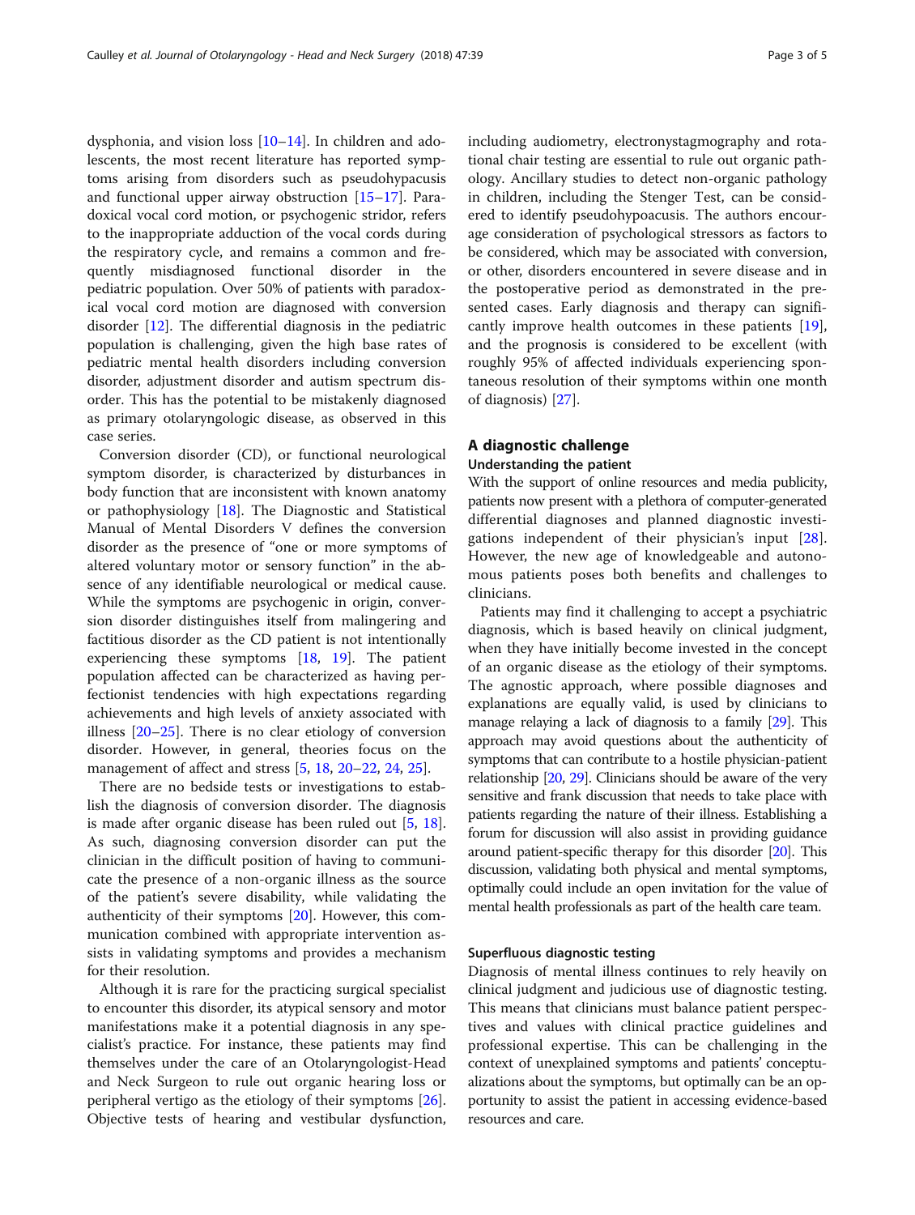dysphonia, and vision loss [10–14]. In children and adolescents, the most recent literature has reported symptoms arising from disorders such as pseudohypacusis and functional upper airway obstruction [15–17]. Paradoxical vocal cord motion, or psychogenic stridor, refers to the inappropriate adduction of the vocal cords during the respiratory cycle, and remains a common and frequently misdiagnosed functional disorder in the pediatric population. Over 50% of patients with paradoxical vocal cord motion are diagnosed with conversion disorder [12]. The differential diagnosis in the pediatric population is challenging, given the high base rates of pediatric mental health disorders including conversion disorder, adjustment disorder and autism spectrum disorder. This has the potential to be mistakenly diagnosed as primary otolaryngologic disease, as observed in this case series.

Conversion disorder (CD), or functional neurological symptom disorder, is characterized by disturbances in body function that are inconsistent with known anatomy or pathophysiology [18]. The Diagnostic and Statistical Manual of Mental Disorders V defines the conversion disorder as the presence of "one or more symptoms of altered voluntary motor or sensory function" in the absence of any identifiable neurological or medical cause. While the symptoms are psychogenic in origin, conversion disorder distinguishes itself from malingering and factitious disorder as the CD patient is not intentionally experiencing these symptoms [18, 19]. The patient population affected can be characterized as having perfectionist tendencies with high expectations regarding achievements and high levels of anxiety associated with illness [20–25]. There is no clear etiology of conversion disorder. However, in general, theories focus on the management of affect and stress [5, 18, 20–22, 24, 25].

There are no bedside tests or investigations to establish the diagnosis of conversion disorder. The diagnosis is made after organic disease has been ruled out [5, 18]. As such, diagnosing conversion disorder can put the clinician in the difficult position of having to communicate the presence of a non-organic illness as the source of the patient's severe disability, while validating the authenticity of their symptoms [20]. However, this communication combined with appropriate intervention assists in validating symptoms and provides a mechanism for their resolution.

Although it is rare for the practicing surgical specialist to encounter this disorder, its atypical sensory and motor manifestations make it a potential diagnosis in any specialist's practice. For instance, these patients may find themselves under the care of an Otolaryngologist-Head and Neck Surgeon to rule out organic hearing loss or peripheral vertigo as the etiology of their symptoms [26]. Objective tests of hearing and vestibular dysfunction, including audiometry, electronystagmography and rotational chair testing are essential to rule out organic pathology. Ancillary studies to detect non-organic pathology in children, including the Stenger Test, can be considered to identify pseudohypoacusis. The authors encourage consideration of psychological stressors as factors to be considered, which may be associated with conversion, or other, disorders encountered in severe disease and in the postoperative period as demonstrated in the presented cases. Early diagnosis and therapy can significantly improve health outcomes in these patients [19], and the prognosis is considered to be excellent (with roughly 95% of affected individuals experiencing spontaneous resolution of their symptoms within one month of diagnosis) [27].

## A diagnostic challenge

### Understanding the patient

With the support of online resources and media publicity, patients now present with a plethora of computer-generated differential diagnoses and planned diagnostic investigations independent of their physician's input [28]. However, the new age of knowledgeable and autonomous patients poses both benefits and challenges to clinicians.

Patients may find it challenging to accept a psychiatric diagnosis, which is based heavily on clinical judgment, when they have initially become invested in the concept of an organic disease as the etiology of their symptoms. The agnostic approach, where possible diagnoses and explanations are equally valid, is used by clinicians to manage relaying a lack of diagnosis to a family [29]. This approach may avoid questions about the authenticity of symptoms that can contribute to a hostile physician-patient relationship [20, 29]. Clinicians should be aware of the very sensitive and frank discussion that needs to take place with patients regarding the nature of their illness. Establishing a forum for discussion will also assist in providing guidance around patient-specific therapy for this disorder [20]. This discussion, validating both physical and mental symptoms, optimally could include an open invitation for the value of mental health professionals as part of the health care team.

### Superfluous diagnostic testing

Diagnosis of mental illness continues to rely heavily on clinical judgment and judicious use of diagnostic testing. This means that clinicians must balance patient perspectives and values with clinical practice guidelines and professional expertise. This can be challenging in the context of unexplained symptoms and patients' conceptualizations about the symptoms, but optimally can be an opportunity to assist the patient in accessing evidence-based resources and care.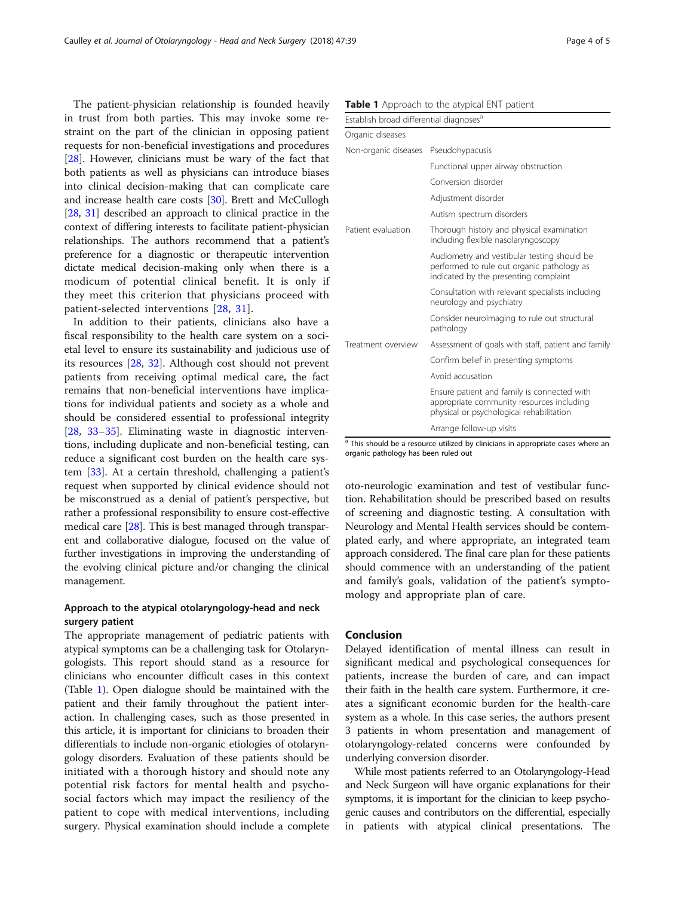The patient-physician relationship is founded heavily in trust from both parties. This may invoke some restraint on the part of the clinician in opposing patient requests for non-beneficial investigations and procedures [28]. However, clinicians must be wary of the fact that both patients as well as physicians can introduce biases into clinical decision-making that can complicate care and increase health care costs [30]. Brett and McCullogh [28, 31] described an approach to clinical practice in the context of differing interests to facilitate patient-physician relationships. The authors recommend that a patient's preference for a diagnostic or therapeutic intervention dictate medical decision-making only when there is a modicum of potential clinical benefit. It is only if they meet this criterion that physicians proceed with patient-selected interventions [28, 31].

In addition to their patients, clinicians also have a fiscal responsibility to the health care system on a societal level to ensure its sustainability and judicious use of its resources [28, 32]. Although cost should not prevent patients from receiving optimal medical care, the fact remains that non-beneficial interventions have implications for individual patients and society as a whole and should be considered essential to professional integrity [28, 33–35]. Eliminating waste in diagnostic interventions, including duplicate and non-beneficial testing, can reduce a significant cost burden on the health care system [33]. At a certain threshold, challenging a patient's request when supported by clinical evidence should not be misconstrued as a denial of patient's perspective, but rather a professional responsibility to ensure cost-effective medical care [28]. This is best managed through transparent and collaborative dialogue, focused on the value of further investigations in improving the understanding of the evolving clinical picture and/or changing the clinical management.

### Approach to the atypical otolaryngology-head and neck surgery patient

The appropriate management of pediatric patients with atypical symptoms can be a challenging task for Otolaryngologists. This report should stand as a resource for clinicians who encounter difficult cases in this context (Table 1). Open dialogue should be maintained with the patient and their family throughout the patient interaction. In challenging cases, such as those presented in this article, it is important for clinicians to broaden their differentials to include non-organic etiologies of otolaryngology disorders. Evaluation of these patients should be initiated with a thorough history and should note any potential risk factors for mental health and psychosocial factors which may impact the resiliency of the patient to cope with medical interventions, including surgery. Physical examination should include a complete oto-neurologic examination and test of vestibular function. Rehabilitation should be prescribed based on results of screening and diagnostic testing. A consultation with Neurology and Mental Health services should be contemplated early, and where appropriate, an integrated team approach considered. The final care plan for these patients should commence with an understanding of the patient and family's goals, validation of the patient's symptomology and appropriate plan of care.

**Table 1** Approach to the atypical ENT patient

| Establish broad differential diagnoses[a] | |
|---|---|
| Organic diseases | |
| Non-organic diseases | Pseudohypacusis |
| | Functional upper airway obstruction |
| | Conversion disorder |
| | Adjustment disorder |
| | Autism spectrum disorders |
| Patient evaluation | Thorough history and physical examination including flexible nasolaryngoscopy |
| | Audiometry and vestibular testing should be performed to rule out organic pathology as indicated by the presenting complaint |
| | Consultation with relevant specialists including neurology and psychiatry |
| | Consider neuroimaging to rule out structural pathology |
| Treatment overview | Assessment of goals with staff, patient and family |
| | Confirm belief in presenting symptoms |
| | Avoid accusation |
| | Ensure patient and family is connected with appropriate community resources including physical or psychological rehabilitation |
| | Arrange follow-up visits |

[a] This should be a resource utilized by clinicians in appropriate cases where an organic pathology has been ruled out

## Conclusion

Delayed identification of mental illness can result in significant medical and psychological consequences for patients, increase the burden of care, and can impact their faith in the health care system. Furthermore, it creates a significant economic burden for the health-care system as a whole. In this case series, the authors present 3 patients in whom presentation and management of otolaryngology-related concerns were confounded by underlying conversion disorder.

While most patients referred to an Otolaryngology-Head and Neck Surgeon will have organic explanations for their symptoms, it is important for the clinician to keep psychogenic causes and contributors on the differential, especially in patients with atypical clinical presentations. The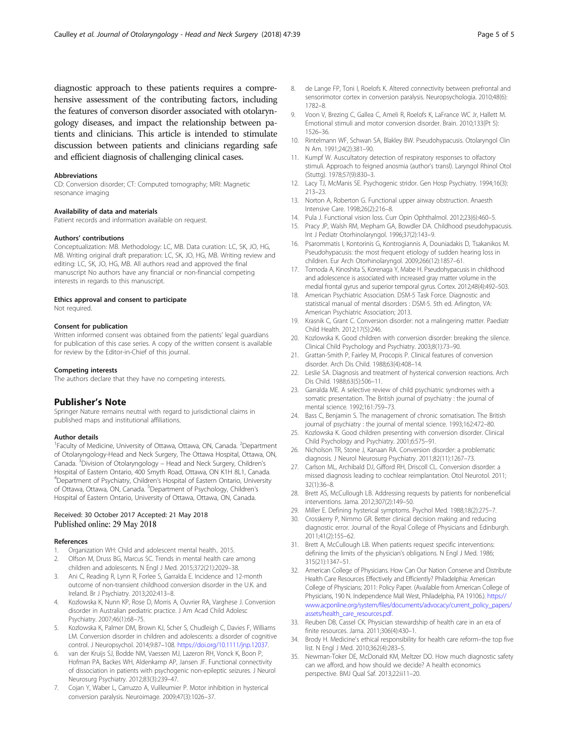diagnostic approach to these patients requires a comprehensive assessment of the contributing factors, including the features of converson disorder associated with otolaryngology diseases, and impact the relationship between patients and clinicians. This article is intended to stimulate discussion between patients and clinicians regarding safe and efficient diagnosis of challenging clinical cases.

#### Abbreviations

CD: Conversion disorder; CT: Computed tomography; MRI: Magnetic resonance imaging

#### Availability of data and materials

Patient records and information available on request.

#### Authors' contributions

Conceptualization: MB. Methodology: LC, MB. Data curation: LC, SK, JO, HG, MB. Writing original draft preparation: LC, SK, JO, HG, MB. Writing review and editing: LC, SK, JO, HG, MB. All authors read and approved the final manuscript No authors have any financial or non-financial competing interests in regards to this manuscript.

#### Ethics approval and consent to participate

Not required.

#### Consent for publication

Written informed consent was obtained from the patients' legal guardians for publication of this case series. A copy of the written consent is available for review by the Editor-in-Chief of this journal.

#### Competing interests

The authors declare that they have no competing interests.

## Publisher's Note

Springer Nature remains neutral with regard to jurisdictional claims in published maps and institutional affiliations.

#### Author details

[1]Faculty of Medicine, University of Ottawa, Ottawa, ON, Canada. [2]Department of Otolaryngology-Head and Neck Surgery, The Ottawa Hospital, Ottawa, ON, Canada. [3]Division of Otolaryngology – Head and Neck Surgery, Children's Hospital of Eastern Ontario, 400 Smyth Road, Ottawa, ON K1H 8L1, Canada. [4]Department of Psychiatry, Children's Hospital of Eastern Ontario, University of Ottawa, Ottawa, ON, Canada. [5]Department of Psychology, Children's Hospital of Eastern Ontario, University of Ottawa, Ottawa, ON, Canada.

Received: 30 October 2017 Accepted: 21 May 2018
Published online: 29 May 2018

#### References

1. Organization WH: Child and adolescent mental health.. 2015.
2. Olfson M, Druss BG, Marcus SC. Trends in mental health care among children and adolescents. N Engl J Med. 2015;372(21):2029–38.
3. Ani C, Reading R, Lynn R, Forlee S, Garralda E. Incidence and 12-month outcome of non-transient childhood conversion disorder in the U.K. and Ireland. Br J Psychiatry. 2013;202:413–8.
4. Kozlowska K, Nunn KP, Rose D, Morris A, Ouvrier RA, Varghese J. Conversion disorder in Australian pediatric practice. J Am Acad Child Adolesc Psychiatry. 2007;46(1):68–75.
5. Kozlowska K, Palmer DM, Brown KJ, Scher S, Chudleigh C, Davies F, Williams LM. Conversion disorder in children and adolescents: a disorder of cognitive control. J Neuropsychol. 2014;9:87–108. https://doi.org/10.1111/jnp.12037.
6. van der Kruijs SJ, Bodde NM, Vaessen MJ, Lazeron RH, Vonck K, Boon P, Hofman PA, Backes WH, Aldenkamp AP, Jansen JF. Functional connectivity of dissociation in patients with psychogenic non-epileptic seizures. J Neurol Neurosurg Psychiatry. 2012;83(3):239–47.
7. Cojan Y, Waber L, Carruzzo A, Vuilleumier P. Motor inhibition in hysterical conversion paralysis. Neuroimage. 2009;47(3):1026–37.
8. de Lange FP, Toni I, Roelofs K. Altered connectivity between prefrontal and sensorimotor cortex in conversion paralysis. Neuropsychologia. 2010;48(6):1782–8.
9. Voon V, Brezing C, Gallea C, Ameli R, Roelofs K, LaFrance WC Jr, Hallett M. Emotional stimuli and motor conversion disorder. Brain. 2010;133(Pt 5):1526–36.
10. Rintelmann WF, Schwan SA, Blakley BW. Pseudohypacusis. Otolaryngol Clin N Am. 1991;24(2):381–90.
11. Kumpf W. Auscultatory detection of respiratory responses to olfactory stimuli. Approach to feigned anosmia (author's transl). Laryngol Rhinol Otol (Stuttg). 1978;57(9):830–3.
12. Lacy TJ, McManis SE. Psychogenic stridor. Gen Hosp Psychiatry. 1994;16(3):213–23.
13. Norton A, Roberton G. Functional upper airway obstruction. Anaesth Intensive Care. 1998;26(2):216–8.
14. Pula J. Functional vision loss. Curr Opin Ophthalmol. 2012;23(6):460–5.
15. Pracy JP, Walsh RM, Mepham GA, Bowdler DA. Childhood pseudohypacusis. Int J Pediatr Otorhinolaryngol. 1996;37(2):143–9.
16. Psarommatis I, Kontorinis G, Kontrogiannis A, Douniadakis D, Tsakanikos M. Pseudohypacusis: the most frequent etiology of sudden hearing loss in children. Eur Arch Otorhinolaryngol. 2009;266(12):1857–61.
17. Tomoda A, Kinoshita S, Korenaga Y, Mabe H. Pseudohypacusis in childhood and adolescence is associated with increased gray matter volume in the medial frontal gyrus and superior temporal gyrus. Cortex. 2012;48(4):492–503.
18. American Psychiatric Association. DSM-5 Task Force. Diagnostic and statistical manual of mental disorders : DSM-5. 5th ed. Arlington, VA: American Psychiatric Association; 2013.
19. Krasnik C, Grant C. Conversion disorder: not a malingering matter. Paediatr Child Health. 2012;17(5):246.
20. Kozlowska K. Good children with conversion disorder: breaking the silence. Clinical Child Psychology and Psychiatry. 2003;8(1):73–90.
21. Grattan-Smith P, Fairley M, Procopis P. Clinical features of conversion disorder. Arch Dis Child. 1988;63(4):408–14.
22. Leslie SA. Diagnosis and treatment of hysterical conversion reactions. Arch Dis Child. 1988;63(5):506–11.
23. Garralda ME. A selective review of child psychiatric syndromes with a somatic presentation. The British journal of psychiatry : the journal of mental science. 1992;161:759–73.
24. Bass C, Benjamin S. The management of chronic somatisation. The British journal of psychiatry : the journal of mental science. 1993;162:472–80.
25. Kozlowska K. Good children presenting with conversion disorder. Clinical Child Psychology and Psychiatry. 2001;6:575–91.
26. Nicholson TR, Stone J, Kanaan RA. Conversion disorder: a problematic diagnosis. J Neurol Neurosurg Psychiatry. 2011;82(11):1267–73.
27. Carlson ML, Archibald DJ, Gifford RH, Driscoll CL. Conversion disorder: a missed diagnosis leading to cochlear reimplantation. Otol Neurotol. 2011;32(1):36–8.
28. Brett AS, McCullough LB. Addressing requests by patients for nonbeneficial interventions. Jama. 2012;307(2):149–50.
29. Miller E. Defining hysterical symptoms. Psychol Med. 1988;18(2):275–7.
30. Crosskerry P, Nimmo GR. Better clinical decision making and reducing diagnostic error. Journal of the Royal College of Physicians and Edinburgh. 2011;41(2):155–62.
31. Brett A, McCullough LB. When patients request specific interventions: defining the limits of the physician's obligations. N Engl J Med. 1986;315(21):1347–51.
32. American College of Physicians. How Can Our Nation Conserve and Distribute Health Care Resources Effectively and Efficiently? Philadelphia: American College of Physicians; 2011: Policy Paper. (Available from American College of Physicians, 190 N. Independence Mall West, Philadelphia, PA 19106.). https://www.acponline.org/system/files/documents/advocacy/current_policy_papers/assets/health_care_resources.pdf.
33. Reuben DB, Cassel CK. Physician stewardship of health care in an era of finite resources. Jama. 2011;306(4):430–1.
34. Brody H. Medicine's ethical responsibility for health care reform–the top five list. N Engl J Med. 2010;362(4):283–5.
35. Newman-Toker DE, McDonald KM, Meltzer DO. How much diagnostic safety can we afford, and how should we decide? A health economics perspective. BMJ Qual Saf. 2013;22:ii11–20.